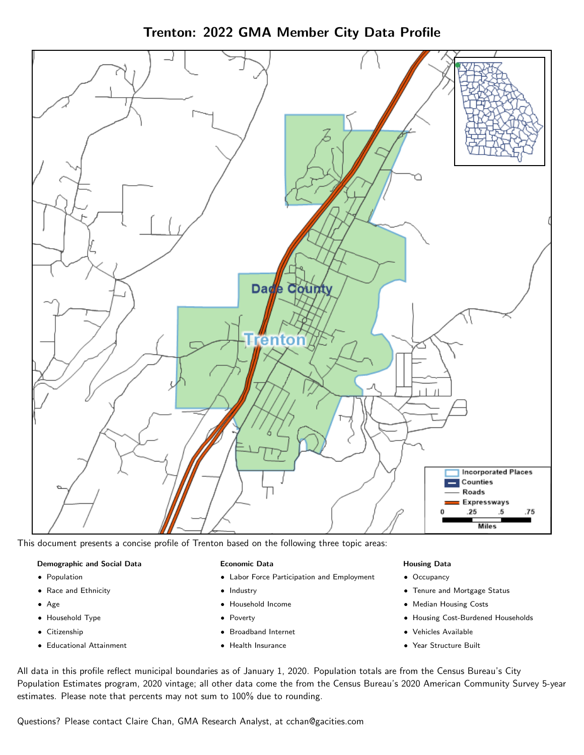# Trenton: 2022 GMA Member City Data Profile

This document presents a concise profile of Trenton based on the following three topic areas:

**Demographic and Social Data**

- Population
- Race and Ethnicity
- Age
- Household Type
- Citizenship
- Educational Attainment

**Economic Data**

- Labor Force Participation and Employment
- Industry
- Household Income
- Poverty
- Broadband Internet
- Health Insurance

**Housing Data**

- Occupancy
- Tenure and Mortgage Status
- Median Housing Costs
- Housing Cost-Burdened Households
- Vehicles Available
- Year Structure Built

All data in this profile reflect municipal boundaries as of January 1, 2020. Population totals are from the Census Bureau's City Population Estimates program, 2020 vintage; all other data come the from the Census Bureau's 2020 American Community Survey 5-year estimates. Please note that percents may not sum to 100% due to rounding.

Questions? Please contact Claire Chan, GMA Research Analyst, at cchan@gacities.com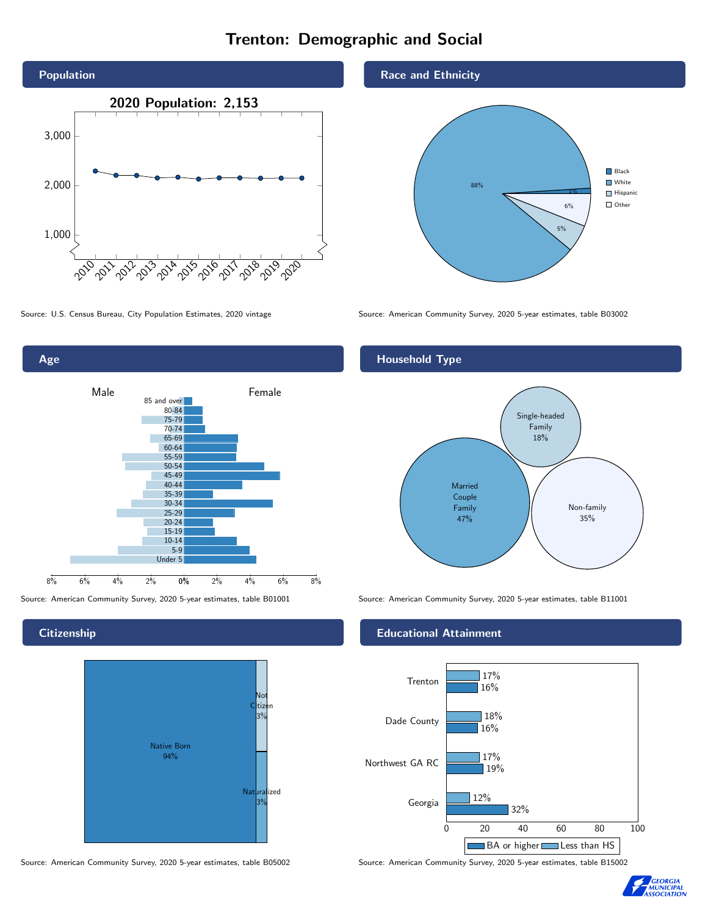# Trenton: Demographic and Social

## Population

2020 Population: 2,153

Source: U.S. Census Bureau, City Population Estimates, 2020 vintage

## Race and Ethnicity

- Black: 1%
- White: 88%
- Hispanic: 5%
- Other: 6%

Source: American Community Survey, 2020 5-year estimates, table B03002

## Age

Male | Female

Age groups: 85 and over, 80-84, 75-79, 70-74, 65-69, 60-64, 55-59, 50-54, 45-49, 40-44, 35-39, 30-34, 25-29, 20-24, 15-19, 10-14, 5-9, Under 5

Source: American Community Survey, 2020 5-year estimates, table B01001

## Household Type

- Single-headed Family 18%
- Married Couple Family 47%
- Non-family 35%

Source: American Community Survey, 2020 5-year estimates, table B11001

## Citizenship

- Native Born 94%
- Not Citizen 3%
- Naturalized 3%

Source: American Community Survey, 2020 5-year estimates, table B05002

## Educational Attainment

| | Less than HS | BA or higher |
|---|---|---|
| Trenton | 17% | 16% |
| Dade County | 18% | 16% |
| Northwest GA RC | 17% | 19% |
| Georgia | 12% | 32% |

Source: American Community Survey, 2020 5-year estimates, table B15002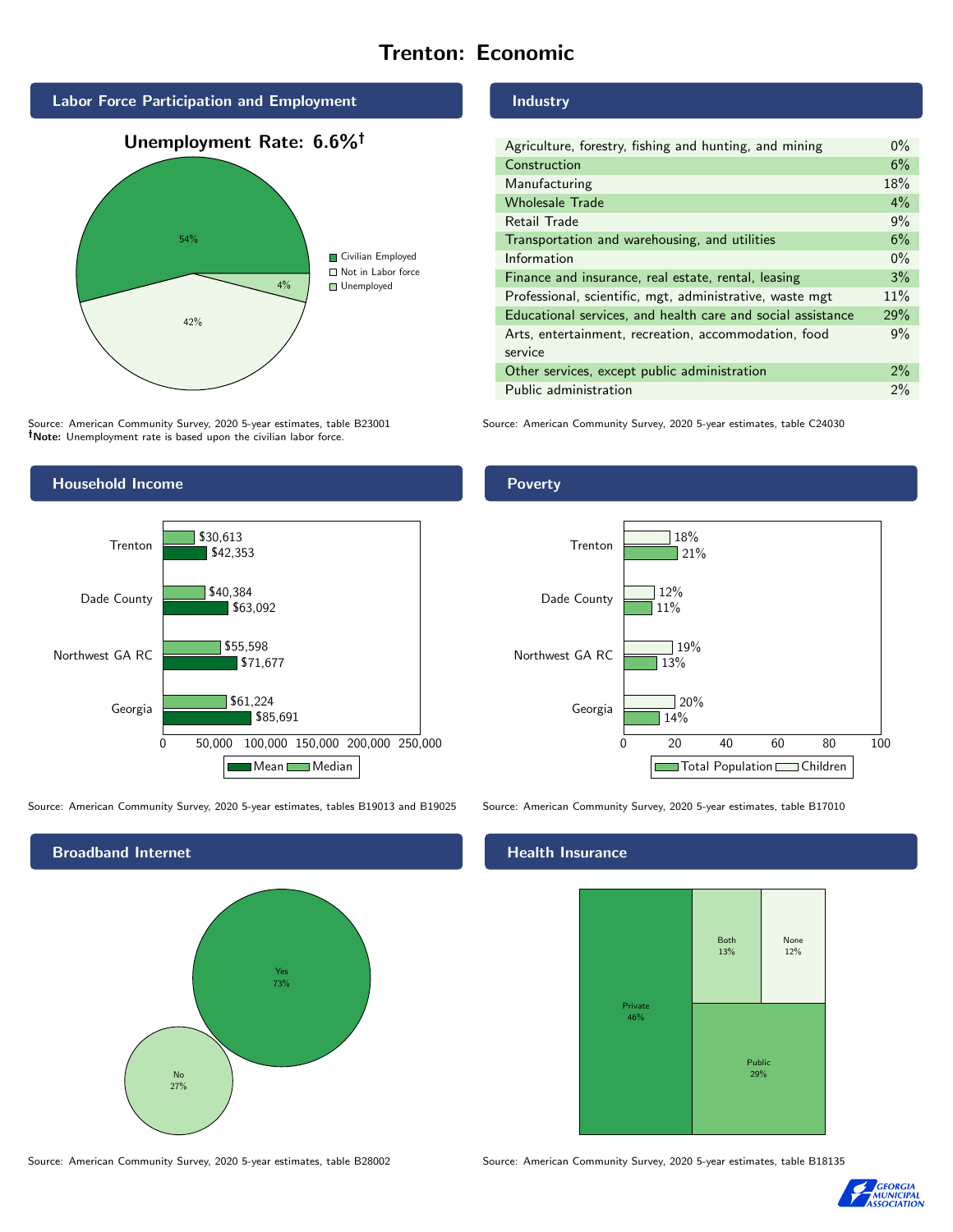# Trenton: Economic

## Labor Force Participation and Employment

**Unemployment Rate: 6.6%†**

| Category | Percent |
|---|---|
| Civilian Employed | 54% |
| Not in Labor force | 42% |
| Unemployed | 4% |

Source: American Community Survey, 2020 5-year estimates, table B23001
**†Note:** Unemployment rate is based upon the civilian labor force.

## Industry

| Industry | Percent |
|---|---|
| Agriculture, forestry, fishing and hunting, and mining | 0% |
| Construction | 6% |
| Manufacturing | 18% |
| Wholesale Trade | 4% |
| Retail Trade | 9% |
| Transportation and warehousing, and utilities | 6% |
| Information | 0% |
| Finance and insurance, real estate, rental, leasing | 3% |
| Professional, scientific, mgt, administrative, waste mgt | 11% |
| Educational services, and health care and social assistance | 29% |
| Arts, entertainment, recreation, accommodation, food service | 9% |
| Other services, except public administration | 2% |
| Public administration | 2% |

Source: American Community Survey, 2020 5-year estimates, table C24030

## Household Income

| | Median | Mean |
|---|---|---|
| Trenton | $30,613 | $42,353 |
| Dade County | $40,384 | $63,092 |
| Northwest GA RC | $55,598 | $71,677 |
| Georgia | $61,224 | $85,691 |

Source: American Community Survey, 2020 5-year estimates, tables B19013 and B19025

## Poverty

| | Children | Total Population |
|---|---|---|
| Trenton | 18% | 21% |
| Dade County | 12% | 11% |
| Northwest GA RC | 19% | 13% |
| Georgia | 20% | 14% |

Source: American Community Survey, 2020 5-year estimates, table B17010

## Broadband Internet

| | Percent |
|---|---|
| Yes | 73% |
| No | 27% |

Source: American Community Survey, 2020 5-year estimates, table B28002

## Health Insurance

| | Percent |
|---|---|
| Private | 46% |
| Public | 29% |
| Both | 13% |
| None | 12% |

Source: American Community Survey, 2020 5-year estimates, table B18135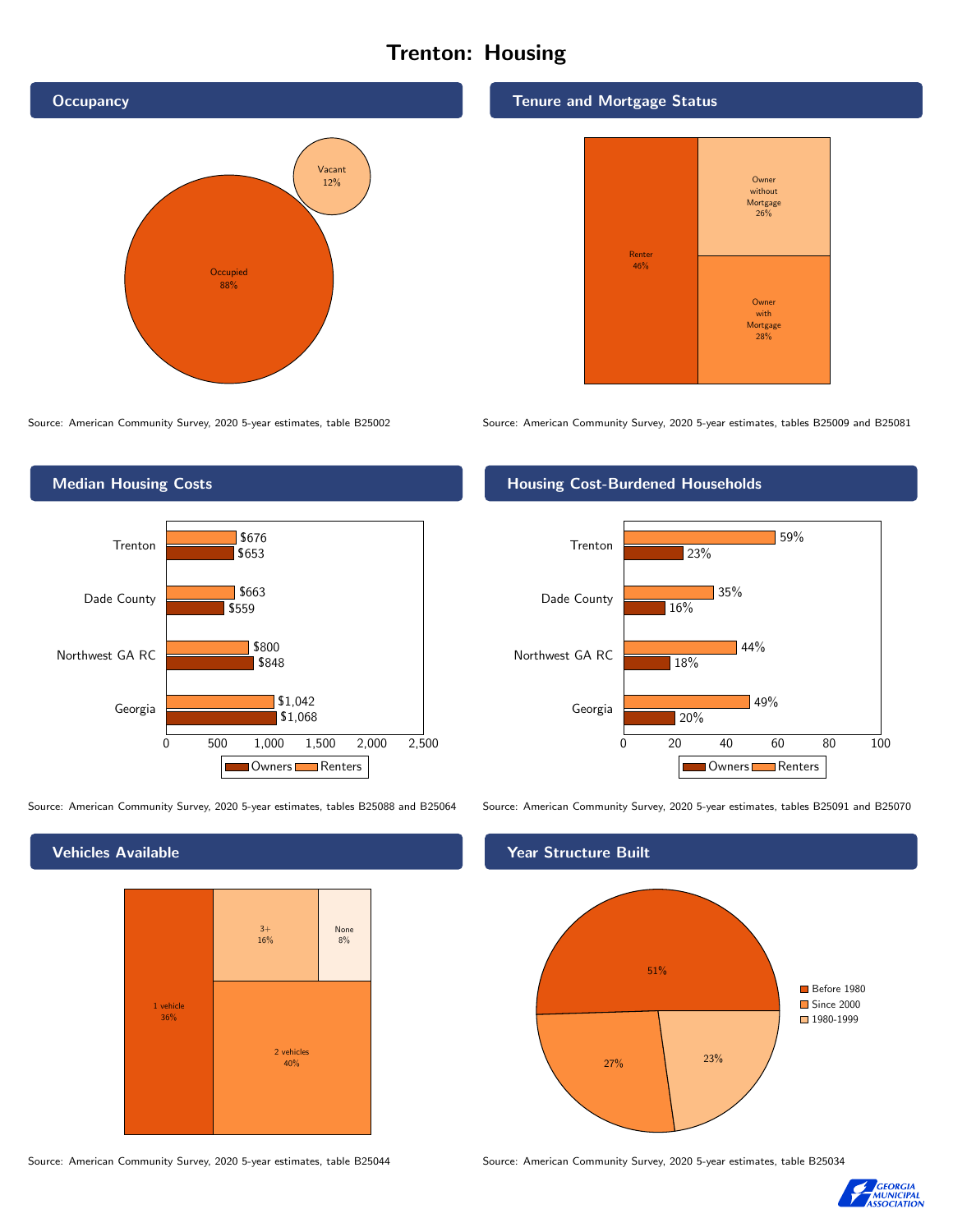# Trenton: Housing

## Occupancy

Vacant
12%

Occupied
88%

Source: American Community Survey, 2020 5-year estimates, table B25002

## Tenure and Mortgage Status

Renter
46%

Owner without Mortgage
26%

Owner with Mortgage
28%

Source: American Community Survey, 2020 5-year estimates, tables B25009 and B25081

## Median Housing Costs

Trenton
$676
$653

Dade County
$663
$559

Northwest GA RC
$800
$848

Georgia
$1,042
$1,068

0
500
1,000
1,500
2,000
2,500

Owners
Renters

Source: American Community Survey, 2020 5-year estimates, tables B25088 and B25064

## Housing Cost-Burdened Households

Trenton
59%
23%

Dade County
35%
16%

Northwest GA RC
44%
18%

Georgia
49%
20%

0
20
40
60
80
100

Owners
Renters

Source: American Community Survey, 2020 5-year estimates, tables B25091 and B25070

## Vehicles Available

1 vehicle
36%

3+
16%

None
8%

2 vehicles
40%

Source: American Community Survey, 2020 5-year estimates, table B25044

## Year Structure Built

51%
27%
23%

Before 1980
Since 2000
1980-1999

Source: American Community Survey, 2020 5-year estimates, table B25034